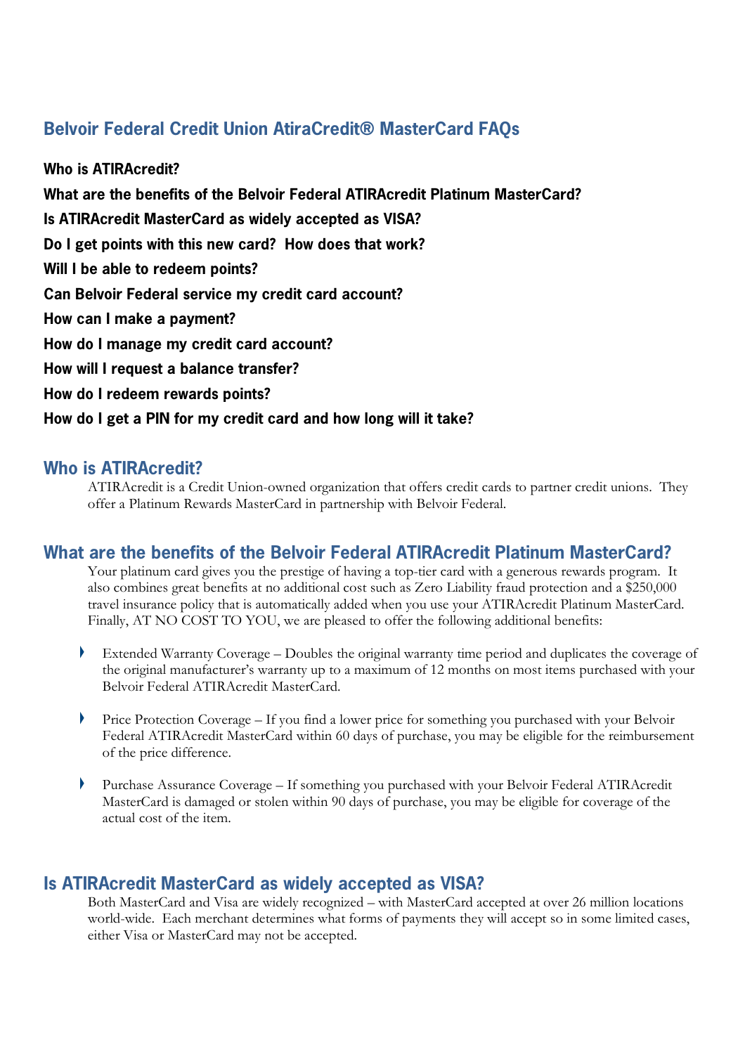# Belvoir Federal Credit Union AtiraCredit® MasterCard FAQs

**Who is ATIRAcredit?**

**What are the benefits of the Belvoir Federal ATIRAcredit Platinum MasterCard?**

**Is ATIRAcredit MasterCard as widely accepted as VISA?**

**Do I get points with this new card? How does that work?**

**Will I be able to redeem points?**

**Can Belvoir Federal service my credit card account?**

**How can I make a payment?**

**How do I manage my credit card account?**

**How will I request a balance transfer?**

**How do I redeem rewards points?**

**How do I get a PIN for my credit card and how long will it take?**

## Who is ATIRAcredit?

ATIRAcredit is a Credit Union-owned organization that offers credit cards to partner credit unions. They offer a Platinum Rewards MasterCard in partnership with Belvoir Federal.

## What are the benefits of the Belvoir Federal ATIRAcredit Platinum MasterCard?

Your platinum card gives you the prestige of having a top-tier card with a generous rewards program. It also combines great benefits at no additional cost such as Zero Liability fraud protection and a $250,000 travel insurance policy that is automatically added when you use your ATIRAcredit Platinum MasterCard. Finally, AT NO COST TO YOU, we are pleased to offer the following additional benefits:

- Extended Warranty Coverage – Doubles the original warranty time period and duplicates the coverage of the original manufacturer's warranty up to a maximum of 12 months on most items purchased with your Belvoir Federal ATIRAcredit MasterCard.

- Price Protection Coverage – If you find a lower price for something you purchased with your Belvoir Federal ATIRAcredit MasterCard within 60 days of purchase, you may be eligible for the reimbursement of the price difference.

- Purchase Assurance Coverage – If something you purchased with your Belvoir Federal ATIRAcredit MasterCard is damaged or stolen within 90 days of purchase, you may be eligible for coverage of the actual cost of the item.

## Is ATIRAcredit MasterCard as widely accepted as VISA?

Both MasterCard and Visa are widely recognized – with MasterCard accepted at over 26 million locations world-wide. Each merchant determines what forms of payments they will accept so in some limited cases, either Visa or MasterCard may not be accepted.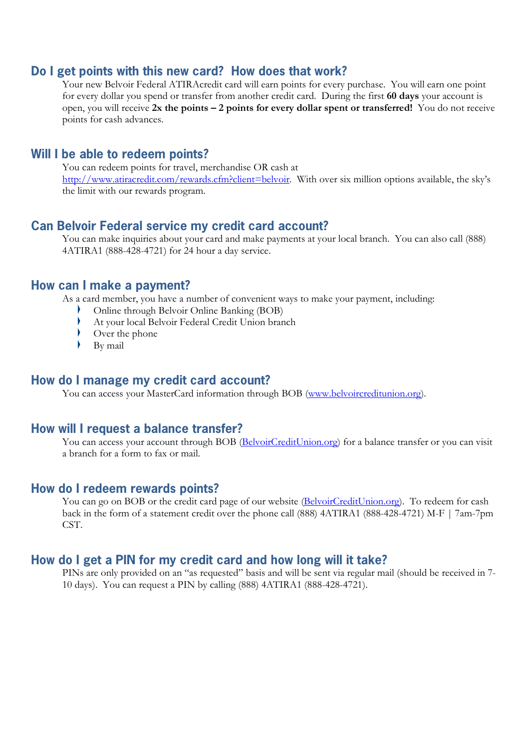## Do I get points with this new card? How does that work?

Your new Belvoir Federal ATIRAcredit card will earn points for every purchase. You will earn one point for every dollar you spend or transfer from another credit card. During the first **60 days** your account is open, you will receive **2x the points – 2 points for every dollar spent or transferred!** You do not receive points for cash advances.

## Will I be able to redeem points?

You can redeem points for travel, merchandise OR cash at [http://www.atiracredit.com/rewards.cfm?client=belvoir](http://www.atiracredit.com/rewards.cfm?client=belvoir). With over six million options available, the sky's the limit with our rewards program.

## Can Belvoir Federal service my credit card account?

You can make inquiries about your card and make payments at your local branch. You can also call (888) 4ATIRA1 (888-428-4721) for 24 hour a day service.

## How can I make a payment?

As a card member, you have a number of convenient ways to make your payment, including:

- Online through Belvoir Online Banking (BOB)
- At your local Belvoir Federal Credit Union branch
- Over the phone
- By mail

## How do I manage my credit card account?

You can access your MasterCard information through BOB ([www.belvoircreditunion.org](www.belvoircreditunion.org)).

## How will I request a balance transfer?

You can access your account through BOB ([BelvoirCreditUnion.org](BelvoirCreditUnion.org)) for a balance transfer or you can visit a branch for a form to fax or mail.

## How do I redeem rewards points?

You can go on BOB or the credit card page of our website ([BelvoirCreditUnion.org](BelvoirCreditUnion.org)). To redeem for cash back in the form of a statement credit over the phone call (888) 4ATIRA1 (888-428-4721) M-F | 7am-7pm CST.

## How do I get a PIN for my credit card and how long will it take?

PINs are only provided on an "as requested" basis and will be sent via regular mail (should be received in 7-10 days). You can request a PIN by calling (888) 4ATIRA1 (888-428-4721).